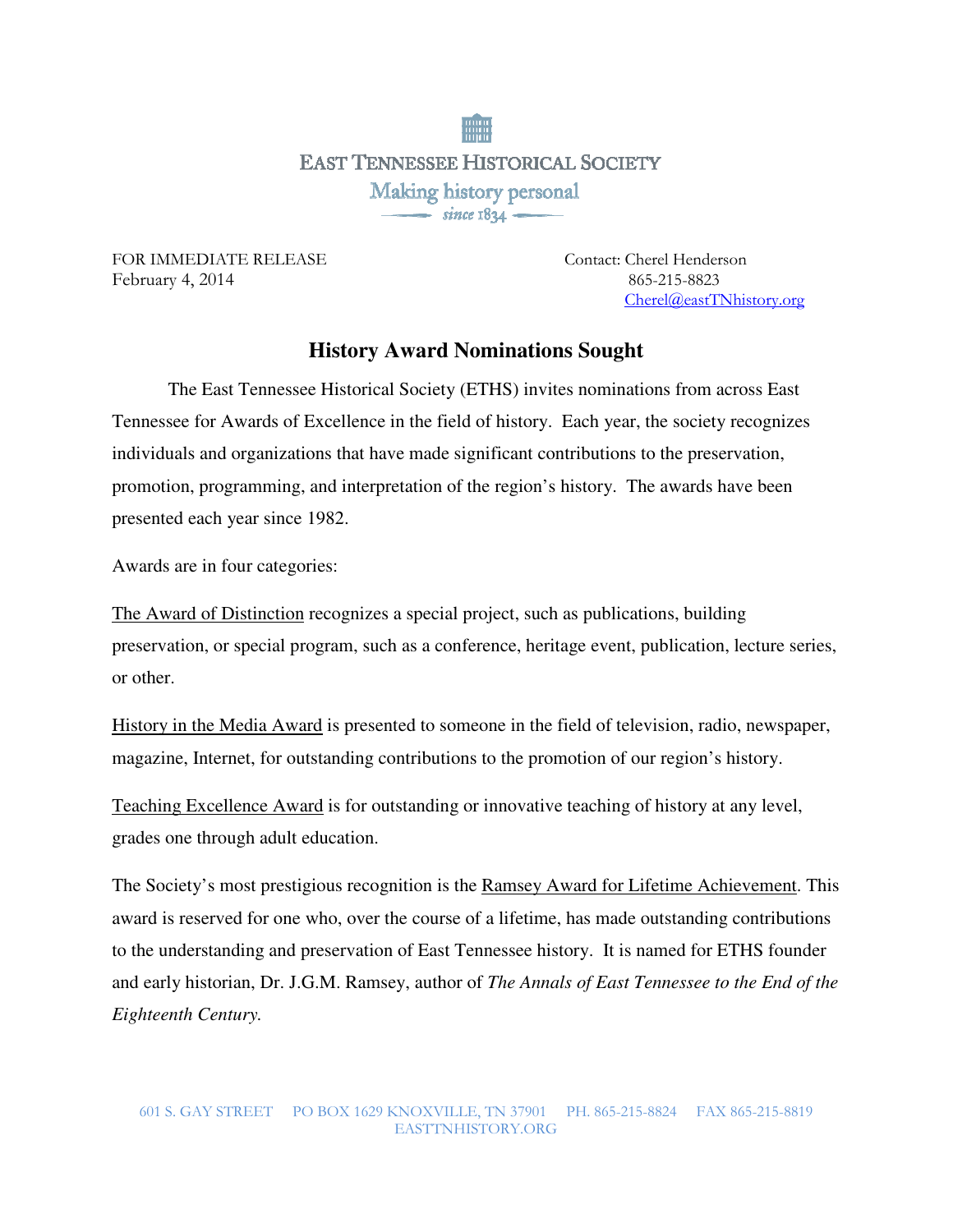EAST TENNESSEE HISTORICAL SOCIETY

Making history personal

since 1834

FOR IMMEDIATE RELEASE
February 4, 2014

Contact: Cherel Henderson
865-215-8823
Cherel@eastTNhistory.org

# History Award Nominations Sought

The East Tennessee Historical Society (ETHS) invites nominations from across East Tennessee for Awards of Excellence in the field of history. Each year, the society recognizes individuals and organizations that have made significant contributions to the preservation, promotion, programming, and interpretation of the region's history. The awards have been presented each year since 1982.

Awards are in four categories:

The Award of Distinction recognizes a special project, such as publications, building preservation, or special program, such as a conference, heritage event, publication, lecture series, or other.

History in the Media Award is presented to someone in the field of television, radio, newspaper, magazine, Internet, for outstanding contributions to the promotion of our region's history.

Teaching Excellence Award is for outstanding or innovative teaching of history at any level, grades one through adult education.

The Society's most prestigious recognition is the Ramsey Award for Lifetime Achievement. This award is reserved for one who, over the course of a lifetime, has made outstanding contributions to the understanding and preservation of East Tennessee history. It is named for ETHS founder and early historian, Dr. J.G.M. Ramsey, author of *The Annals of East Tennessee to the End of the Eighteenth Century.*

601 S. GAY STREET PO BOX 1629 KNOXVILLE, TN 37901 PH. 865-215-8824 FAX 865-215-8819
EASTTNHISTORY.ORG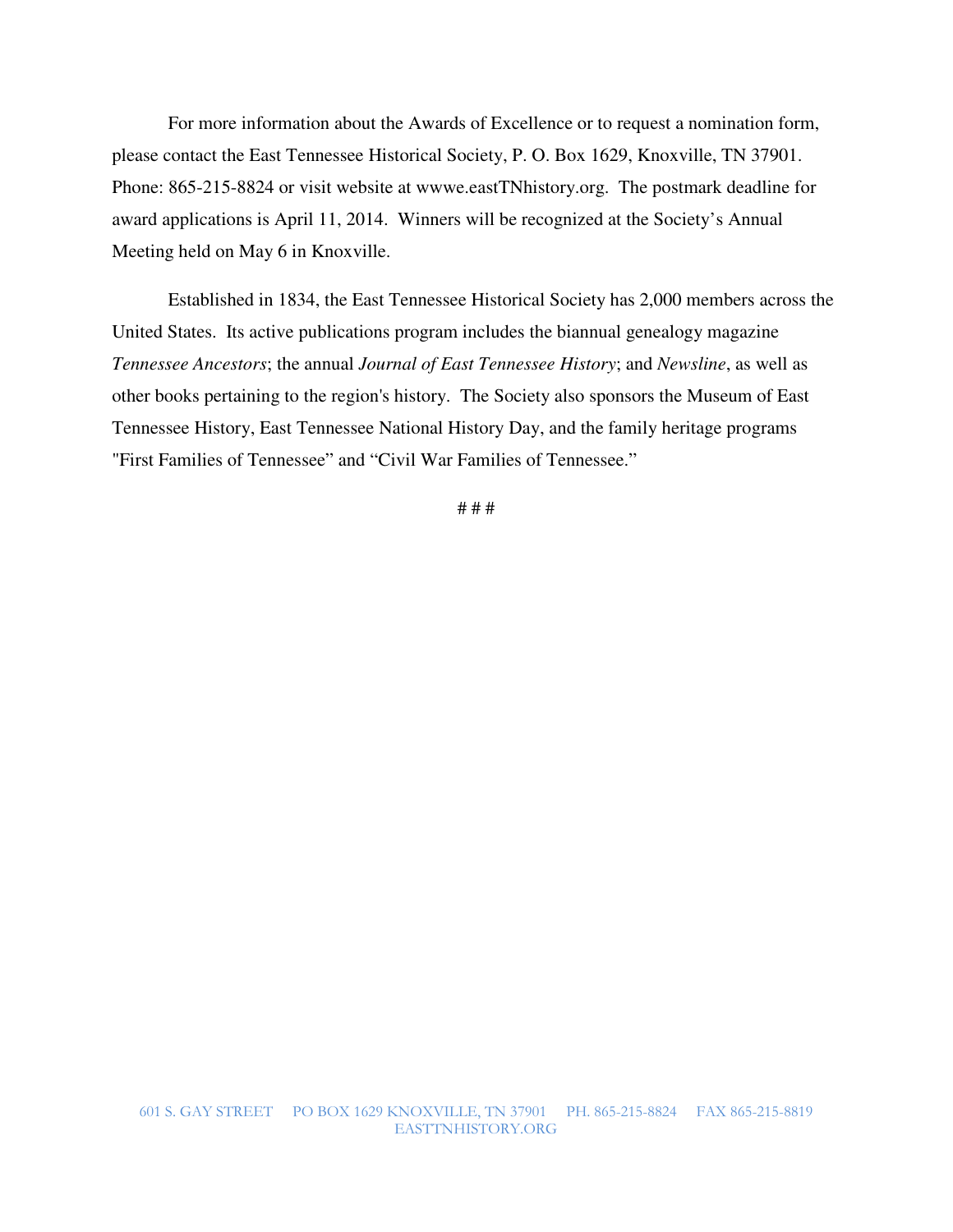For more information about the Awards of Excellence or to request a nomination form, please contact the East Tennessee Historical Society, P. O. Box 1629, Knoxville, TN 37901. Phone: 865-215-8824 or visit website at wwwe.eastTNhistory.org. The postmark deadline for award applications is April 11, 2014. Winners will be recognized at the Society's Annual Meeting held on May 6 in Knoxville.

Established in 1834, the East Tennessee Historical Society has 2,000 members across the United States. Its active publications program includes the biannual genealogy magazine *Tennessee Ancestors*; the annual *Journal of East Tennessee History*; and *Newsline*, as well as other books pertaining to the region's history. The Society also sponsors the Museum of East Tennessee History, East Tennessee National History Day, and the family heritage programs "First Families of Tennessee" and "Civil War Families of Tennessee."

# # #

601 S. GAY STREET PO BOX 1629 KNOXVILLE, TN 37901 PH. 865-215-8824 FAX 865-215-8819
EASTTNHISTORY.ORG